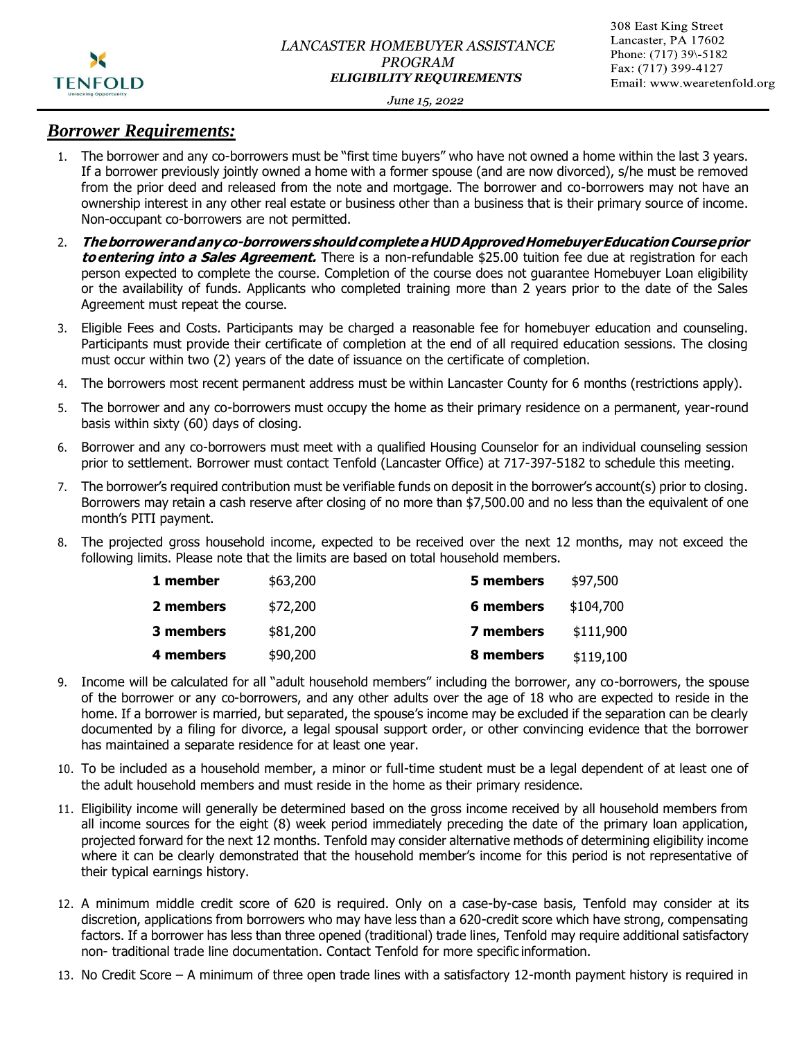TENFOLD
Unlocking Opportunity

*LANCASTER HOMEBUYER ASSISTANCE PROGRAM*
***ELIGIBILITY REQUIREMENTS***

*June 15, 2022*

308 East King Street
Lancaster, PA 17602
Phone: (717) 39\-5182
Fax: (717) 399-4127
Email: www.wearetenfold.org

## ***Borrower Requirements:***

1. The borrower and any co-borrowers must be "first time buyers" who have not owned a home within the last 3 years. If a borrower previously jointly owned a home with a former spouse (and are now divorced), s/he must be removed from the prior deed and released from the note and mortgage. The borrower and co-borrowers may not have an ownership interest in any other real estate or business other than a business that is their primary source of income. Non-occupant co-borrowers are not permitted.
2. ***The borrower and any co-borrowers should complete a HUD Approved Homebuyer Education Course prior to entering into a Sales Agreement.*** There is a non-refundable $25.00 tuition fee due at registration for each person expected to complete the course. Completion of the course does not guarantee Homebuyer Loan eligibility or the availability of funds. Applicants who completed training more than 2 years prior to the date of the Sales Agreement must repeat the course.
3. Eligible Fees and Costs. Participants may be charged a reasonable fee for homebuyer education and counseling. Participants must provide their certificate of completion at the end of all required education sessions. The closing must occur within two (2) years of the date of issuance on the certificate of completion.
4. The borrowers most recent permanent address must be within Lancaster County for 6 months (restrictions apply).
5. The borrower and any co-borrowers must occupy the home as their primary residence on a permanent, year-round basis within sixty (60) days of closing.
6. Borrower and any co-borrowers must meet with a qualified Housing Counselor for an individual counseling session prior to settlement. Borrower must contact Tenfold (Lancaster Office) at 717-397-5182 to schedule this meeting.
7. The borrower's required contribution must be verifiable funds on deposit in the borrower's account(s) prior to closing. Borrowers may retain a cash reserve after closing of no more than $7,500.00 and no less than the equivalent of one month's PITI payment.
8. The projected gross household income, expected to be received over the next 12 months, may not exceed the following limits. Please note that the limits are based on total household members.

| Household Size | Limit | Household Size | Limit |
|---|---|---|---|
| **1 member** | $63,200 | **5 members** | $97,500 |
| **2 members** | $72,200 | **6 members** | $104,700 |
| **3 members** | $81,200 | **7 members** | $111,900 |
| **4 members** | $90,200 | **8 members** | $119,100 |

9. Income will be calculated for all "adult household members" including the borrower, any co-borrowers, the spouse of the borrower or any co-borrowers, and any other adults over the age of 18 who are expected to reside in the home. If a borrower is married, but separated, the spouse's income may be excluded if the separation can be clearly documented by a filing for divorce, a legal spousal support order, or other convincing evidence that the borrower has maintained a separate residence for at least one year.
10. To be included as a household member, a minor or full-time student must be a legal dependent of at least one of the adult household members and must reside in the home as their primary residence.
11. Eligibility income will generally be determined based on the gross income received by all household members from all income sources for the eight (8) week period immediately preceding the date of the primary loan application, projected forward for the next 12 months. Tenfold may consider alternative methods of determining eligibility income where it can be clearly demonstrated that the household member's income for this period is not representative of their typical earnings history.
12. A minimum middle credit score of 620 is required. Only on a case-by-case basis, Tenfold may consider at its discretion, applications from borrowers who may have less than a 620-credit score which have strong, compensating factors. If a borrower has less than three opened (traditional) trade lines, Tenfold may require additional satisfactory non- traditional trade line documentation. Contact Tenfold for more specific information.
13. No Credit Score – A minimum of three open trade lines with a satisfactory 12-month payment history is required in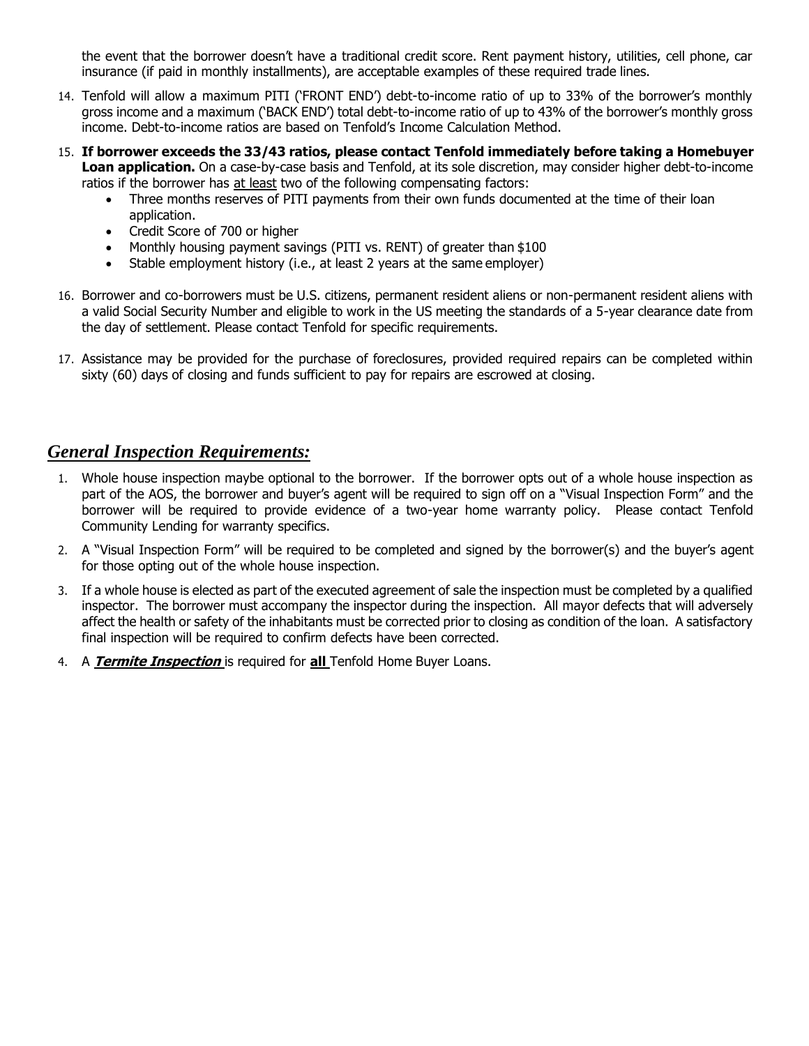the event that the borrower doesn't have a traditional credit score. Rent payment history, utilities, cell phone, car insurance (if paid in monthly installments), are acceptable examples of these required trade lines.

14. Tenfold will allow a maximum PITI ('FRONT END') debt-to-income ratio of up to 33% of the borrower's monthly gross income and a maximum ('BACK END') total debt-to-income ratio of up to 43% of the borrower's monthly gross income. Debt-to-income ratios are based on Tenfold's Income Calculation Method.
15. **If borrower exceeds the 33/43 ratios, please contact Tenfold immediately before taking a Homebuyer Loan application.** On a case-by-case basis and Tenfold, at its sole discretion, may consider higher debt-to-income ratios if the borrower has <u>at least</u> two of the following compensating factors:
    - Three months reserves of PITI payments from their own funds documented at the time of their loan application.
    - Credit Score of 700 or higher
    - Monthly housing payment savings (PITI vs. RENT) of greater than $100
    - Stable employment history (i.e., at least 2 years at the same employer)
16. Borrower and co-borrowers must be U.S. citizens, permanent resident aliens or non-permanent resident aliens with a valid Social Security Number and eligible to work in the US meeting the standards of a 5-year clearance date from the day of settlement. Please contact Tenfold for specific requirements.
17. Assistance may be provided for the purchase of foreclosures, provided required repairs can be completed within sixty (60) days of closing and funds sufficient to pay for repairs are escrowed at closing.

## *General Inspection Requirements:*

1. Whole house inspection maybe optional to the borrower. If the borrower opts out of a whole house inspection as part of the AOS, the borrower and buyer's agent will be required to sign off on a "Visual Inspection Form" and the borrower will be required to provide evidence of a two-year home warranty policy. Please contact Tenfold Community Lending for warranty specifics.
2. A "Visual Inspection Form" will be required to be completed and signed by the borrower(s) and the buyer's agent for those opting out of the whole house inspection.
3. If a whole house is elected as part of the executed agreement of sale the inspection must be completed by a qualified inspector. The borrower must accompany the inspector during the inspection. All mayor defects that will adversely affect the health or safety of the inhabitants must be corrected prior to closing as condition of the loan. A satisfactory final inspection will be required to confirm defects have been corrected.
4. A ***<u>Termite Inspection</u>*** is required for **<u>all</u>** Tenfold Home Buyer Loans.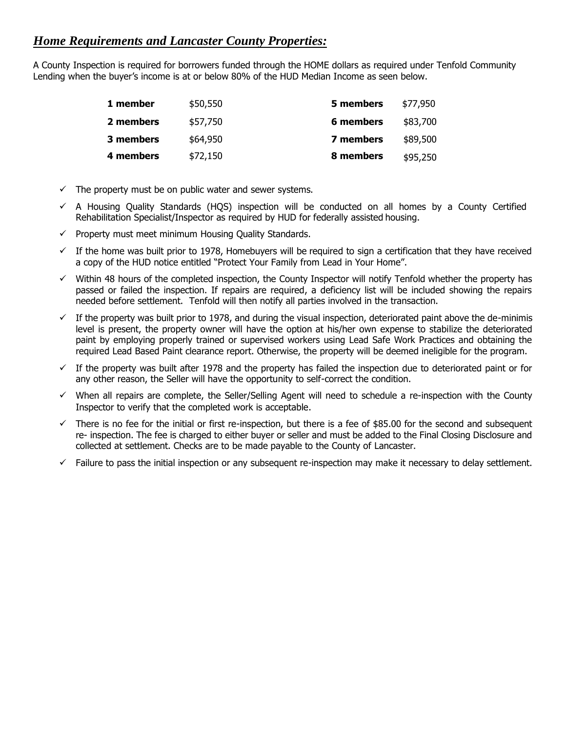## ***Home Requirements and Lancaster County Properties:***

A County Inspection is required for borrowers funded through the HOME dollars as required under Tenfold Community Lending when the buyer's income is at or below 80% of the HUD Median Income as seen below.

| | | | |
|---|---|---|---|
| **1 member** | $50,550 | **5 members** | $77,950 |
| **2 members** | $57,750 | **6 members** | $83,700 |
| **3 members** | $64,950 | **7 members** | $89,500 |
| **4 members** | $72,150 | **8 members** | $95,250 |

- ✓ The property must be on public water and sewer systems.
- ✓ A Housing Quality Standards (HQS) inspection will be conducted on all homes by a County Certified Rehabilitation Specialist/Inspector as required by HUD for federally assisted housing.
- ✓ Property must meet minimum Housing Quality Standards.
- ✓ If the home was built prior to 1978, Homebuyers will be required to sign a certification that they have received a copy of the HUD notice entitled "Protect Your Family from Lead in Your Home".
- ✓ Within 48 hours of the completed inspection, the County Inspector will notify Tenfold whether the property has passed or failed the inspection. If repairs are required, a deficiency list will be included showing the repairs needed before settlement. Tenfold will then notify all parties involved in the transaction.
- ✓ If the property was built prior to 1978, and during the visual inspection, deteriorated paint above the de-minimis level is present, the property owner will have the option at his/her own expense to stabilize the deteriorated paint by employing properly trained or supervised workers using Lead Safe Work Practices and obtaining the required Lead Based Paint clearance report. Otherwise, the property will be deemed ineligible for the program.
- ✓ If the property was built after 1978 and the property has failed the inspection due to deteriorated paint or for any other reason, the Seller will have the opportunity to self-correct the condition.
- ✓ When all repairs are complete, the Seller/Selling Agent will need to schedule a re-inspection with the County Inspector to verify that the completed work is acceptable.
- ✓ There is no fee for the initial or first re-inspection, but there is a fee of $85.00 for the second and subsequent re- inspection. The fee is charged to either buyer or seller and must be added to the Final Closing Disclosure and collected at settlement. Checks are to be made payable to the County of Lancaster.
- ✓ Failure to pass the initial inspection or any subsequent re-inspection may make it necessary to delay settlement.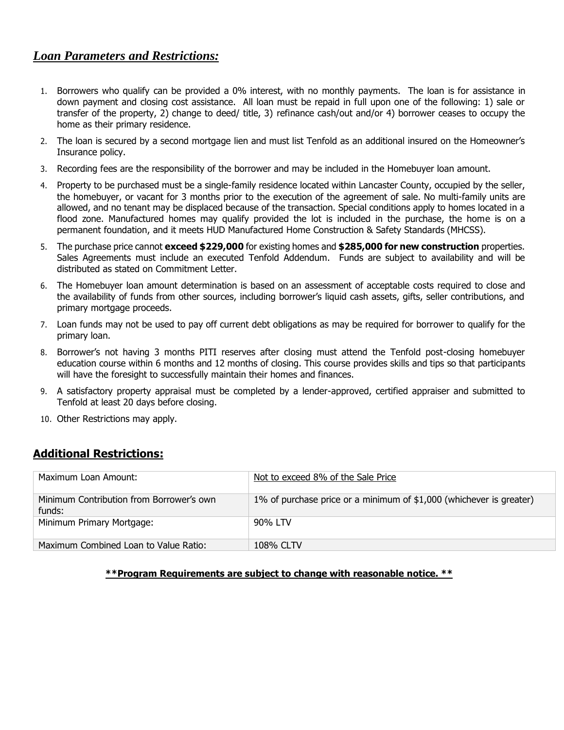## *Loan Parameters and Restrictions:*

1. Borrowers who qualify can be provided a 0% interest, with no monthly payments. The loan is for assistance in down payment and closing cost assistance. All loan must be repaid in full upon one of the following: 1) sale or transfer of the property, 2) change to deed/ title, 3) refinance cash/out and/or 4) borrower ceases to occupy the home as their primary residence.
2. The loan is secured by a second mortgage lien and must list Tenfold as an additional insured on the Homeowner's Insurance policy.
3. Recording fees are the responsibility of the borrower and may be included in the Homebuyer loan amount.
4. Property to be purchased must be a single-family residence located within Lancaster County, occupied by the seller, the homebuyer, or vacant for 3 months prior to the execution of the agreement of sale. No multi-family units are allowed, and no tenant may be displaced because of the transaction. Special conditions apply to homes located in a flood zone. Manufactured homes may qualify provided the lot is included in the purchase, the home is on a permanent foundation, and it meets HUD Manufactured Home Construction & Safety Standards (MHCSS).
5. The purchase price cannot **exceed $229,000** for existing homes and **$285,000 for new construction** properties. Sales Agreements must include an executed Tenfold Addendum. Funds are subject to availability and will be distributed as stated on Commitment Letter.
6. The Homebuyer loan amount determination is based on an assessment of acceptable costs required to close and the availability of funds from other sources, including borrower's liquid cash assets, gifts, seller contributions, and primary mortgage proceeds.
7. Loan funds may not be used to pay off current debt obligations as may be required for borrower to qualify for the primary loan.
8. Borrower's not having 3 months PITI reserves after closing must attend the Tenfold post-closing homebuyer education course within 6 months and 12 months of closing. This course provides skills and tips so that participants will have the foresight to successfully maintain their homes and finances.
9. A satisfactory property appraisal must be completed by a lender-approved, certified appraiser and submitted to Tenfold at least 20 days before closing.
10. Other Restrictions may apply.

## Additional Restrictions:

| | |
|---|---|
| Maximum Loan Amount: | Not to exceed 8% of the Sale Price |
| Minimum Contribution from Borrower's own funds: | 1% of purchase price or a minimum of $1,000 (whichever is greater) |
| Minimum Primary Mortgage: | 90% LTV |
| Maximum Combined Loan to Value Ratio: | 108% CLTV |

**\*\*Program Requirements are subject to change with reasonable notice. \*\***